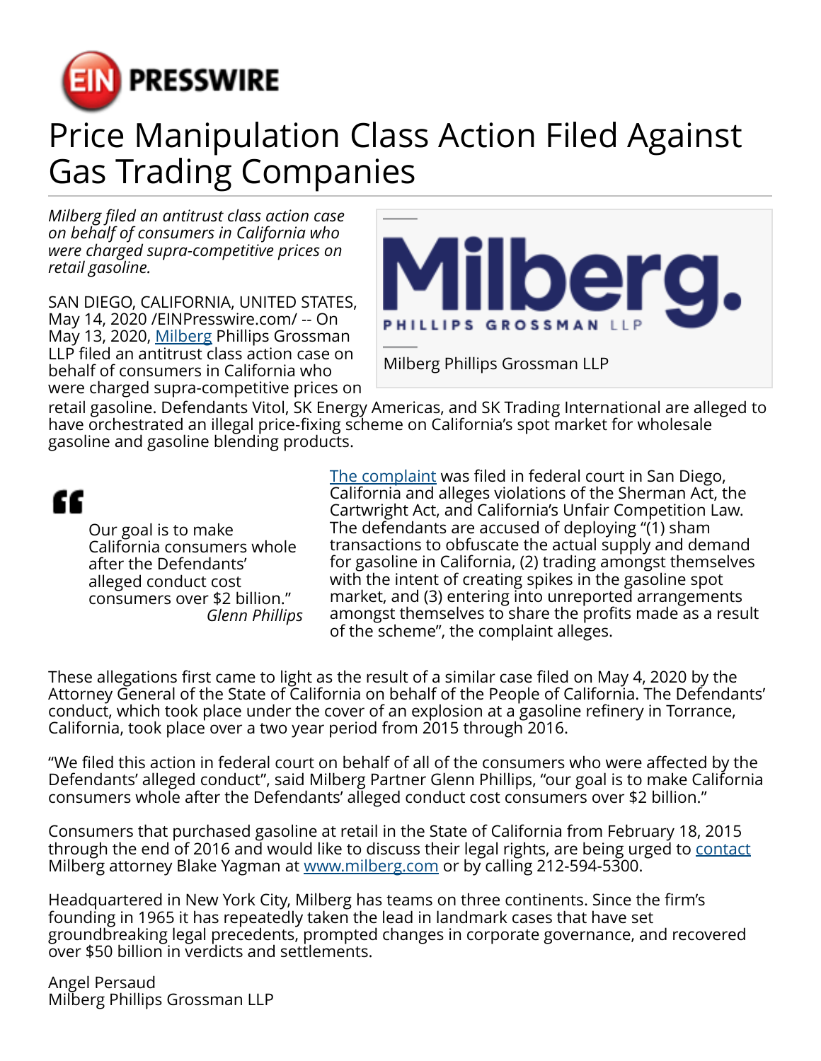# Price Manipulation Class Action Filed Against Gas Trading Companies

*Milberg filed an antitrust class action case on behalf of consumers in California who were charged supra-competitive prices on retail gasoline.*

Milberg Phillips Grossman LLP

SAN DIEGO, CALIFORNIA, UNITED STATES, May 14, 2020 /EINPresswire.com/ -- On May 13, 2020, Milberg Phillips Grossman LLP filed an antitrust class action case on behalf of consumers in California who were charged supra-competitive prices on retail gasoline. Defendants Vitol, SK Energy Americas, and SK Trading International are alleged to have orchestrated an illegal price-fixing scheme on California's spot market for wholesale gasoline and gasoline blending products.

> Our goal is to make California consumers whole after the Defendants' alleged conduct cost consumers over $2 billion."
>
> *Glenn Phillips*

The complaint was filed in federal court in San Diego, California and alleges violations of the Sherman Act, the Cartwright Act, and California's Unfair Competition Law. The defendants are accused of deploying "(1) sham transactions to obfuscate the actual supply and demand for gasoline in California, (2) trading amongst themselves with the intent of creating spikes in the gasoline spot market, and (3) entering into unreported arrangements amongst themselves to share the profits made as a result of the scheme", the complaint alleges.

These allegations first came to light as the result of a similar case filed on May 4, 2020 by the Attorney General of the State of California on behalf of the People of California. The Defendants' conduct, which took place under the cover of an explosion at a gasoline refinery in Torrance, California, took place over a two year period from 2015 through 2016.

"We filed this action in federal court on behalf of all of the consumers who were affected by the Defendants' alleged conduct", said Milberg Partner Glenn Phillips, "our goal is to make California consumers whole after the Defendants' alleged conduct cost consumers over $2 billion."

Consumers that purchased gasoline at retail in the State of California from February 18, 2015 through the end of 2016 and would like to discuss their legal rights, are being urged to contact Milberg attorney Blake Yagman at www.milberg.com or by calling 212-594-5300.

Headquartered in New York City, Milberg has teams on three continents. Since the firm's founding in 1965 it has repeatedly taken the lead in landmark cases that have set groundbreaking legal precedents, prompted changes in corporate governance, and recovered over $50 billion in verdicts and settlements.

Angel Persaud
Milberg Phillips Grossman LLP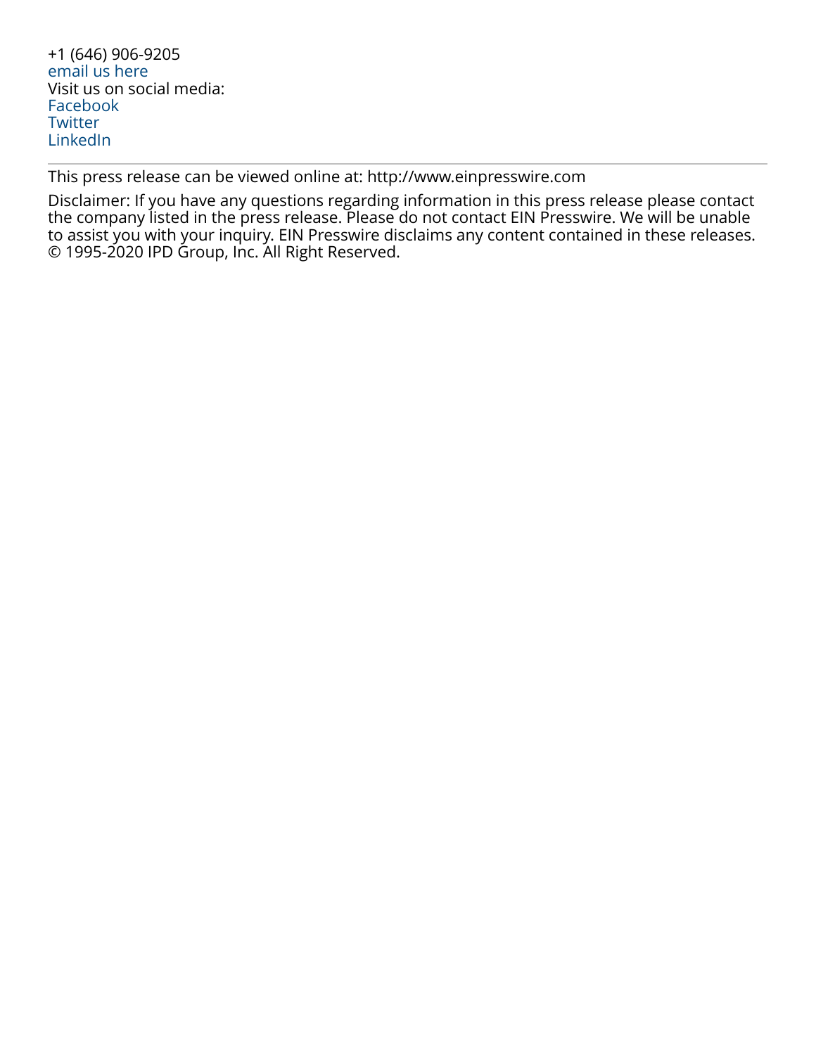+1 (646) 906-9205
email us here
Visit us on social media:
Facebook
Twitter
LinkedIn

---

This press release can be viewed online at: http://www.einpresswire.com

Disclaimer: If you have any questions regarding information in this press release please contact the company listed in the press release. Please do not contact EIN Presswire. We will be unable to assist you with your inquiry. EIN Presswire disclaims any content contained in these releases. © 1995-2020 IPD Group, Inc. All Right Reserved.